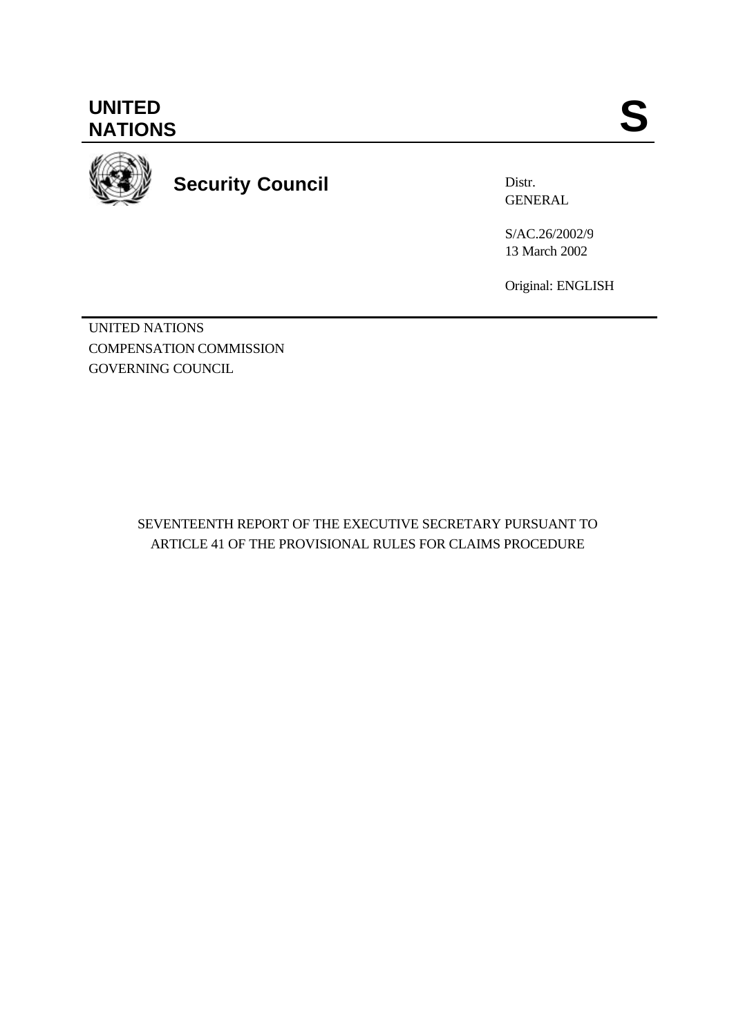**UNITED NATIONS**

**S**

**Security Council**

Distr.
GENERAL

S/AC.26/2002/9
13 March 2002

Original: ENGLISH

UNITED NATIONS
COMPENSATION COMMISSION
GOVERNING COUNCIL

SEVENTEENTH REPORT OF THE EXECUTIVE SECRETARY PURSUANT TO ARTICLE 41 OF THE PROVISIONAL RULES FOR CLAIMS PROCEDURE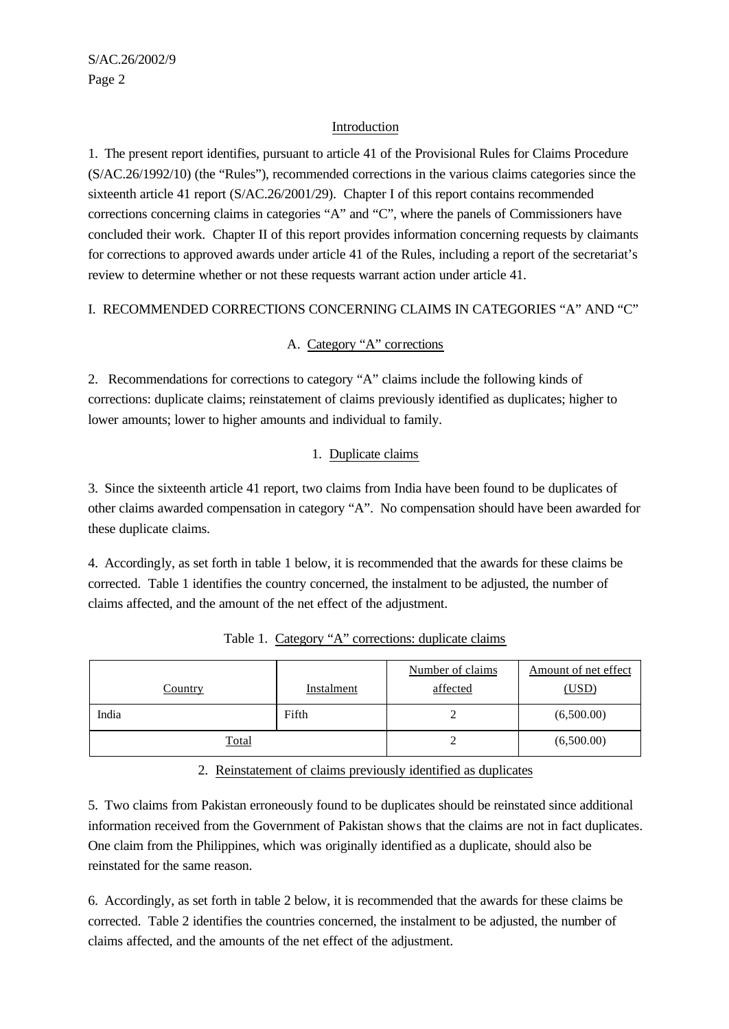## Introduction

1. The present report identifies, pursuant to article 41 of the Provisional Rules for Claims Procedure (S/AC.26/1992/10) (the "Rules"), recommended corrections in the various claims categories since the sixteenth article 41 report (S/AC.26/2001/29). Chapter I of this report contains recommended corrections concerning claims in categories "A" and "C", where the panels of Commissioners have concluded their work. Chapter II of this report provides information concerning requests by claimants for corrections to approved awards under article 41 of the Rules, including a report of the secretariat's review to determine whether or not these requests warrant action under article 41.

# I. RECOMMENDED CORRECTIONS CONCERNING CLAIMS IN CATEGORIES "A" AND "C"

## A. Category "A" corrections

2. Recommendations for corrections to category "A" claims include the following kinds of corrections: duplicate claims; reinstatement of claims previously identified as duplicates; higher to lower amounts; lower to higher amounts and individual to family.

### 1. Duplicate claims

3. Since the sixteenth article 41 report, two claims from India have been found to be duplicates of other claims awarded compensation in category "A". No compensation should have been awarded for these duplicate claims.

4. Accordingly, as set forth in table 1 below, it is recommended that the awards for these claims be corrected. Table 1 identifies the country concerned, the instalment to be adjusted, the number of claims affected, and the amount of the net effect of the adjustment.

Table 1. Category "A" corrections: duplicate claims

| Country | Instalment | Number of claims affected | Amount of net effect (USD) |
|---|---|---|---|
| India | Fifth | 2 | (6,500.00) |
| Total | | 2 | (6,500.00) |

### 2. Reinstatement of claims previously identified as duplicates

5. Two claims from Pakistan erroneously found to be duplicates should be reinstated since additional information received from the Government of Pakistan shows that the claims are not in fact duplicates. One claim from the Philippines, which was originally identified as a duplicate, should also be reinstated for the same reason.

6. Accordingly, as set forth in table 2 below, it is recommended that the awards for these claims be corrected. Table 2 identifies the countries concerned, the instalment to be adjusted, the number of claims affected, and the amounts of the net effect of the adjustment.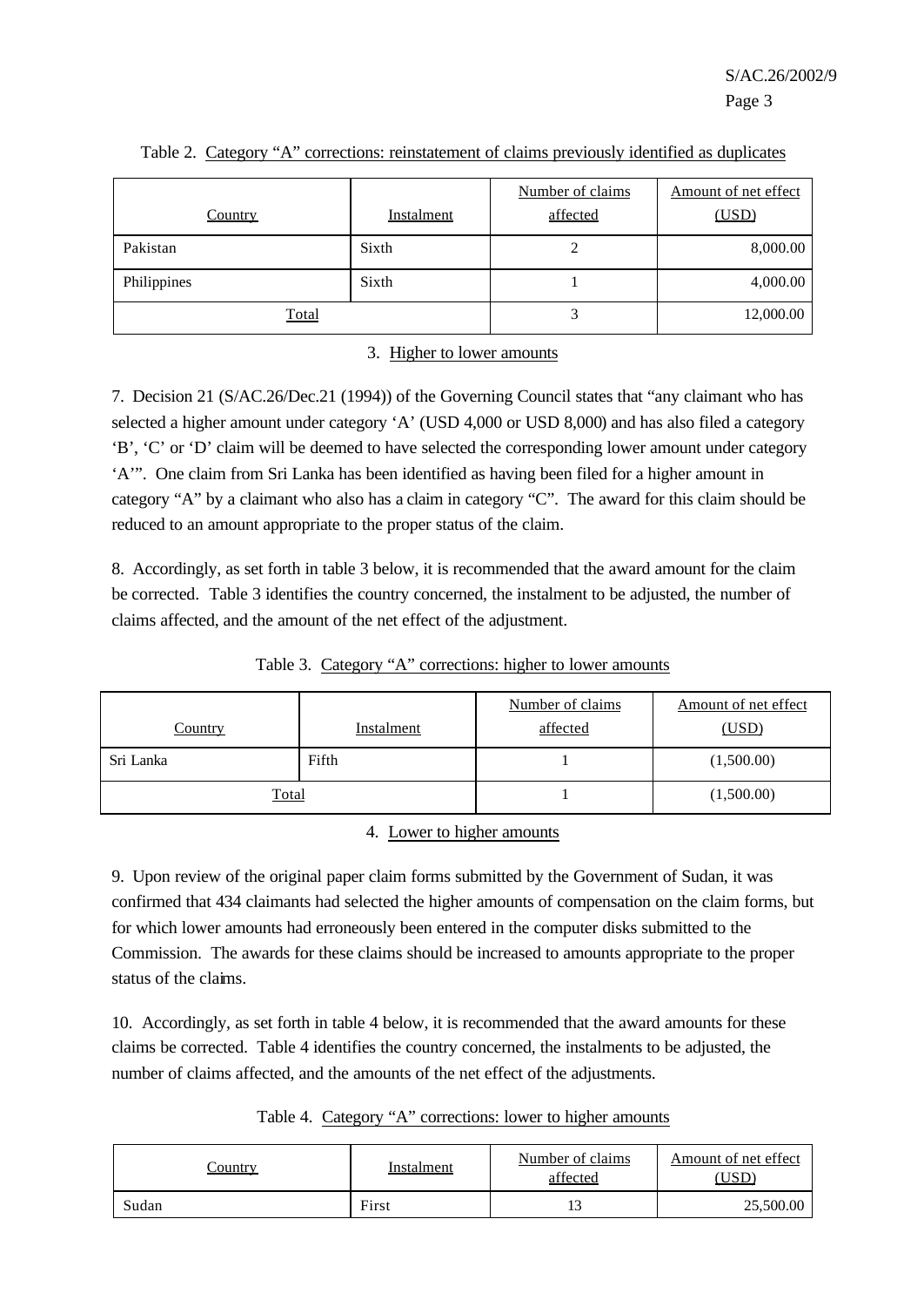Table 2. Category "A" corrections: reinstatement of claims previously identified as duplicates

| Country | Instalment | Number of claims affected | Amount of net effect (USD) |
|---|---|---|---|
| Pakistan | Sixth | 2 | 8,000.00 |
| Philippines | Sixth | 1 | 4,000.00 |
| Total | | 3 | 12,000.00 |

### 3. Higher to lower amounts

7. Decision 21 (S/AC.26/Dec.21 (1994)) of the Governing Council states that "any claimant who has selected a higher amount under category 'A' (USD 4,000 or USD 8,000) and has also filed a category 'B', 'C' or 'D' claim will be deemed to have selected the corresponding lower amount under category 'A'". One claim from Sri Lanka has been identified as having been filed for a higher amount in category "A" by a claimant who also has a claim in category "C". The award for this claim should be reduced to an amount appropriate to the proper status of the claim.

8. Accordingly, as set forth in table 3 below, it is recommended that the award amount for the claim be corrected. Table 3 identifies the country concerned, the instalment to be adjusted, the number of claims affected, and the amount of the net effect of the adjustment.

Table 3. Category "A" corrections: higher to lower amounts

| Country | Instalment | Number of claims affected | Amount of net effect (USD) |
|---|---|---|---|
| Sri Lanka | Fifth | 1 | (1,500.00) |
| Total | | 1 | (1,500.00) |

### 4. Lower to higher amounts

9. Upon review of the original paper claim forms submitted by the Government of Sudan, it was confirmed that 434 claimants had selected the higher amounts of compensation on the claim forms, but for which lower amounts had erroneously been entered in the computer disks submitted to the Commission. The awards for these claims should be increased to amounts appropriate to the proper status of the claims.

10. Accordingly, as set forth in table 4 below, it is recommended that the award amounts for these claims be corrected. Table 4 identifies the country concerned, the instalments to be adjusted, the number of claims affected, and the amounts of the net effect of the adjustments.

Table 4. Category "A" corrections: lower to higher amounts

| Country | Instalment | Number of claims affected | Amount of net effect (USD) |
|---|---|---|---|
| Sudan | First | 13 | 25,500.00 |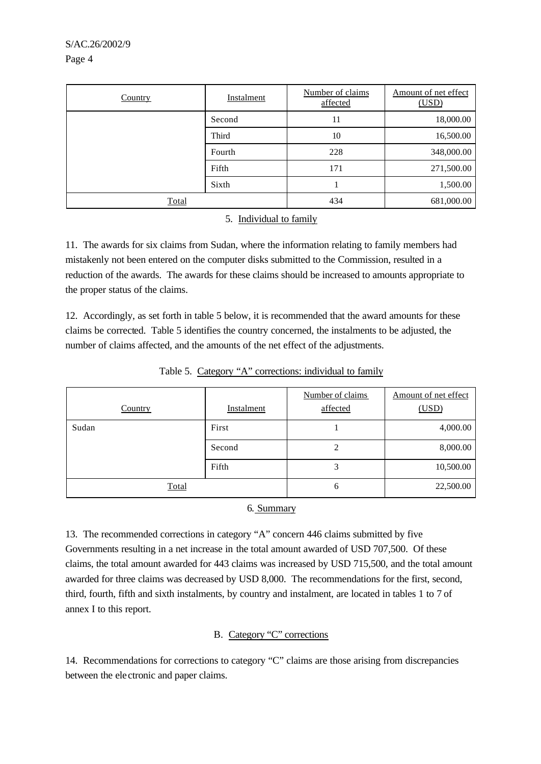| Country | Instalment | Number of claims affected | Amount of net effect (USD) |
|---|---|---|---|
| | Second | 11 | 18,000.00 |
| | Third | 10 | 16,500.00 |
| | Fourth | 228 | 348,000.00 |
| | Fifth | 171 | 271,500.00 |
| | Sixth | 1 | 1,500.00 |
| Total | | 434 | 681,000.00 |

### 5. Individual to family

11. The awards for six claims from Sudan, where the information relating to family members had mistakenly not been entered on the computer disks submitted to the Commission, resulted in a reduction of the awards. The awards for these claims should be increased to amounts appropriate to the proper status of the claims.

12. Accordingly, as set forth in table 5 below, it is recommended that the award amounts for these claims be corrected. Table 5 identifies the country concerned, the instalments to be adjusted, the number of claims affected, and the amounts of the net effect of the adjustments.

Table 5. Category "A" corrections: individual to family

| Country | Instalment | Number of claims affected | Amount of net effect (USD) |
|---|---|---|---|
| Sudan | First | 1 | 4,000.00 |
| | Second | 2 | 8,000.00 |
| | Fifth | 3 | 10,500.00 |
| Total | | 6 | 22,500.00 |

### 6. Summary

13. The recommended corrections in category "A" concern 446 claims submitted by five Governments resulting in a net increase in the total amount awarded of USD 707,500. Of these claims, the total amount awarded for 443 claims was increased by USD 715,500, and the total amount awarded for three claims was decreased by USD 8,000. The recommendations for the first, second, third, fourth, fifth and sixth instalments, by country and instalment, are located in tables 1 to 7 of annex I to this report.

## B. Category "C" corrections

14. Recommendations for corrections to category "C" claims are those arising from discrepancies between the electronic and paper claims.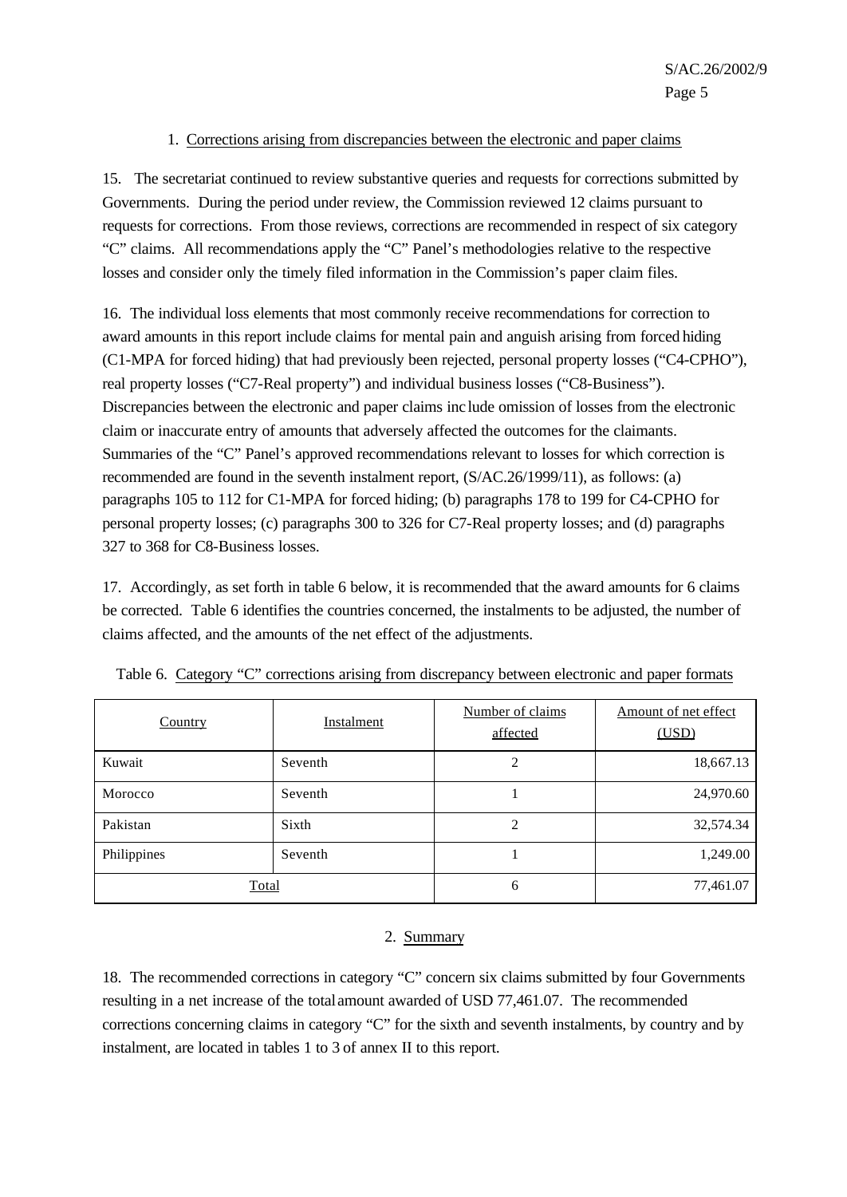### 1. Corrections arising from discrepancies between the electronic and paper claims

15. The secretariat continued to review substantive queries and requests for corrections submitted by Governments. During the period under review, the Commission reviewed 12 claims pursuant to requests for corrections. From those reviews, corrections are recommended in respect of six category "C" claims. All recommendations apply the "C" Panel's methodologies relative to the respective losses and consider only the timely filed information in the Commission's paper claim files.

16. The individual loss elements that most commonly receive recommendations for correction to award amounts in this report include claims for mental pain and anguish arising from forced hiding (C1-MPA for forced hiding) that had previously been rejected, personal property losses ("C4-CPHO"), real property losses ("C7-Real property") and individual business losses ("C8-Business"). Discrepancies between the electronic and paper claims include omission of losses from the electronic claim or inaccurate entry of amounts that adversely affected the outcomes for the claimants. Summaries of the "C" Panel's approved recommendations relevant to losses for which correction is recommended are found in the seventh instalment report, (S/AC.26/1999/11), as follows: (a) paragraphs 105 to 112 for C1-MPA for forced hiding; (b) paragraphs 178 to 199 for C4-CPHO for personal property losses; (c) paragraphs 300 to 326 for C7-Real property losses; and (d) paragraphs 327 to 368 for C8-Business losses.

17. Accordingly, as set forth in table 6 below, it is recommended that the award amounts for 6 claims be corrected. Table 6 identifies the countries concerned, the instalments to be adjusted, the number of claims affected, and the amounts of the net effect of the adjustments.

Table 6. Category "C" corrections arising from discrepancy between electronic and paper formats

| Country | Instalment | Number of claims affected | Amount of net effect (USD) |
|---|---|---|---|
| Kuwait | Seventh | 2 | 18,667.13 |
| Morocco | Seventh | 1 | 24,970.60 |
| Pakistan | Sixth | 2 | 32,574.34 |
| Philippines | Seventh | 1 | 1,249.00 |
| Total | | 6 | 77,461.07 |

### 2. Summary

18. The recommended corrections in category "C" concern six claims submitted by four Governments resulting in a net increase of the total amount awarded of USD 77,461.07. The recommended corrections concerning claims in category "C" for the sixth and seventh instalments, by country and by instalment, are located in tables 1 to 3 of annex II to this report.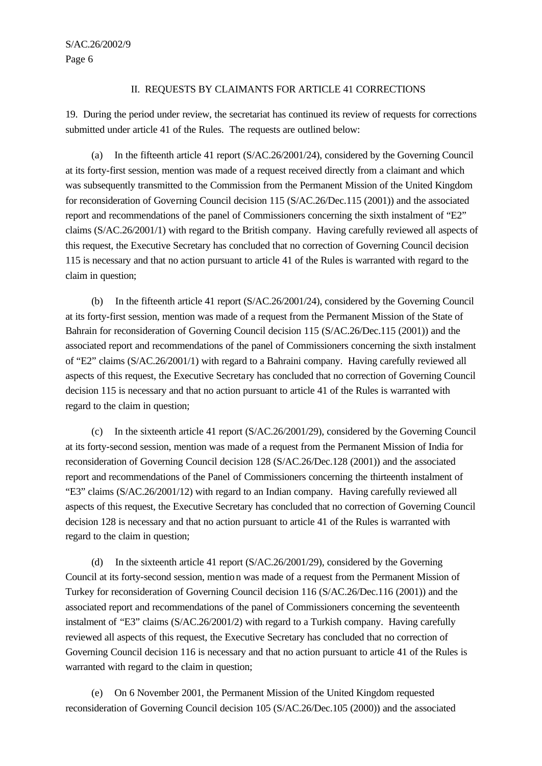## II. REQUESTS BY CLAIMANTS FOR ARTICLE 41 CORRECTIONS

19. During the period under review, the secretariat has continued its review of requests for corrections submitted under article 41 of the Rules. The requests are outlined below:

(a) In the fifteenth article 41 report (S/AC.26/2001/24), considered by the Governing Council at its forty-first session, mention was made of a request received directly from a claimant and which was subsequently transmitted to the Commission from the Permanent Mission of the United Kingdom for reconsideration of Governing Council decision 115 (S/AC.26/Dec.115 (2001)) and the associated report and recommendations of the panel of Commissioners concerning the sixth instalment of "E2" claims (S/AC.26/2001/1) with regard to the British company. Having carefully reviewed all aspects of this request, the Executive Secretary has concluded that no correction of Governing Council decision 115 is necessary and that no action pursuant to article 41 of the Rules is warranted with regard to the claim in question;

(b) In the fifteenth article 41 report (S/AC.26/2001/24), considered by the Governing Council at its forty-first session, mention was made of a request from the Permanent Mission of the State of Bahrain for reconsideration of Governing Council decision 115 (S/AC.26/Dec.115 (2001)) and the associated report and recommendations of the panel of Commissioners concerning the sixth instalment of "E2" claims (S/AC.26/2001/1) with regard to a Bahraini company. Having carefully reviewed all aspects of this request, the Executive Secretary has concluded that no correction of Governing Council decision 115 is necessary and that no action pursuant to article 41 of the Rules is warranted with regard to the claim in question;

(c) In the sixteenth article 41 report (S/AC.26/2001/29), considered by the Governing Council at its forty-second session, mention was made of a request from the Permanent Mission of India for reconsideration of Governing Council decision 128 (S/AC.26/Dec.128 (2001)) and the associated report and recommendations of the Panel of Commissioners concerning the thirteenth instalment of "E3" claims (S/AC.26/2001/12) with regard to an Indian company. Having carefully reviewed all aspects of this request, the Executive Secretary has concluded that no correction of Governing Council decision 128 is necessary and that no action pursuant to article 41 of the Rules is warranted with regard to the claim in question;

(d) In the sixteenth article 41 report (S/AC.26/2001/29), considered by the Governing Council at its forty-second session, mention was made of a request from the Permanent Mission of Turkey for reconsideration of Governing Council decision 116 (S/AC.26/Dec.116 (2001)) and the associated report and recommendations of the panel of Commissioners concerning the seventeenth instalment of "E3" claims (S/AC.26/2001/2) with regard to a Turkish company. Having carefully reviewed all aspects of this request, the Executive Secretary has concluded that no correction of Governing Council decision 116 is necessary and that no action pursuant to article 41 of the Rules is warranted with regard to the claim in question;

(e) On 6 November 2001, the Permanent Mission of the United Kingdom requested reconsideration of Governing Council decision 105 (S/AC.26/Dec.105 (2000)) and the associated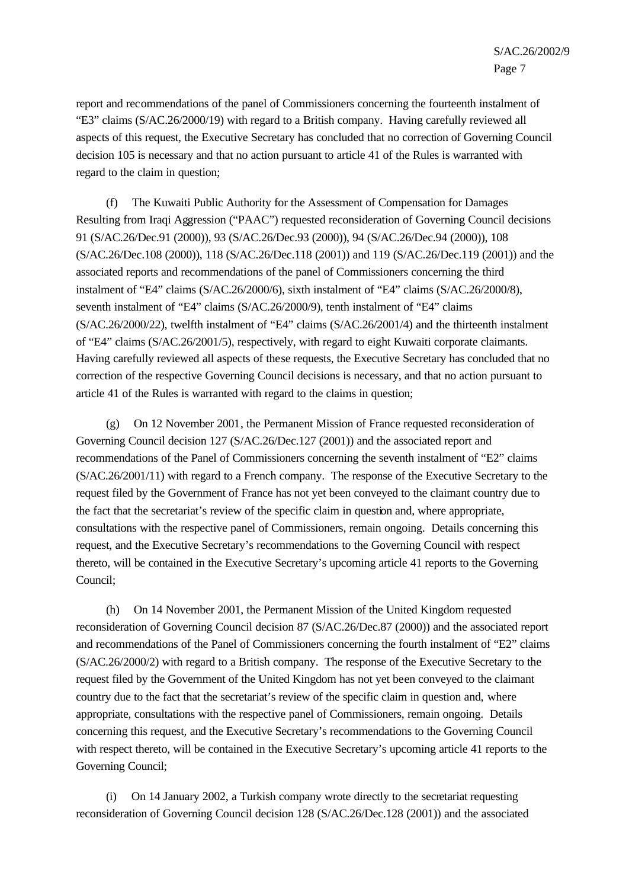report and recommendations of the panel of Commissioners concerning the fourteenth instalment of “E3” claims (S/AC.26/2000/19) with regard to a British company. Having carefully reviewed all aspects of this request, the Executive Secretary has concluded that no correction of Governing Council decision 105 is necessary and that no action pursuant to article 41 of the Rules is warranted with regard to the claim in question;

(f) The Kuwaiti Public Authority for the Assessment of Compensation for Damages Resulting from Iraqi Aggression (“PAAC”) requested reconsideration of Governing Council decisions 91 (S/AC.26/Dec.91 (2000)), 93 (S/AC.26/Dec.93 (2000)), 94 (S/AC.26/Dec.94 (2000)), 108 (S/AC.26/Dec.108 (2000)), 118 (S/AC.26/Dec.118 (2001)) and 119 (S/AC.26/Dec.119 (2001)) and the associated reports and recommendations of the panel of Commissioners concerning the third instalment of “E4” claims (S/AC.26/2000/6), sixth instalment of “E4” claims (S/AC.26/2000/8), seventh instalment of “E4” claims (S/AC.26/2000/9), tenth instalment of “E4” claims (S/AC.26/2000/22), twelfth instalment of “E4” claims (S/AC.26/2001/4) and the thirteenth instalment of “E4” claims (S/AC.26/2001/5), respectively, with regard to eight Kuwaiti corporate claimants. Having carefully reviewed all aspects of these requests, the Executive Secretary has concluded that no correction of the respective Governing Council decisions is necessary, and that no action pursuant to article 41 of the Rules is warranted with regard to the claims in question;

(g) On 12 November 2001, the Permanent Mission of France requested reconsideration of Governing Council decision 127 (S/AC.26/Dec.127 (2001)) and the associated report and recommendations of the Panel of Commissioners concerning the seventh instalment of “E2” claims (S/AC.26/2001/11) with regard to a French company. The response of the Executive Secretary to the request filed by the Government of France has not yet been conveyed to the claimant country due to the fact that the secretariat’s review of the specific claim in question and, where appropriate, consultations with the respective panel of Commissioners, remain ongoing. Details concerning this request, and the Executive Secretary’s recommendations to the Governing Council with respect thereto, will be contained in the Executive Secretary’s upcoming article 41 reports to the Governing Council;

(h) On 14 November 2001, the Permanent Mission of the United Kingdom requested reconsideration of Governing Council decision 87 (S/AC.26/Dec.87 (2000)) and the associated report and recommendations of the Panel of Commissioners concerning the fourth instalment of “E2” claims (S/AC.26/2000/2) with regard to a British company. The response of the Executive Secretary to the request filed by the Government of the United Kingdom has not yet been conveyed to the claimant country due to the fact that the secretariat’s review of the specific claim in question and, where appropriate, consultations with the respective panel of Commissioners, remain ongoing. Details concerning this request, and the Executive Secretary’s recommendations to the Governing Council with respect thereto, will be contained in the Executive Secretary’s upcoming article 41 reports to the Governing Council;

(i) On 14 January 2002, a Turkish company wrote directly to the secretariat requesting reconsideration of Governing Council decision 128 (S/AC.26/Dec.128 (2001)) and the associated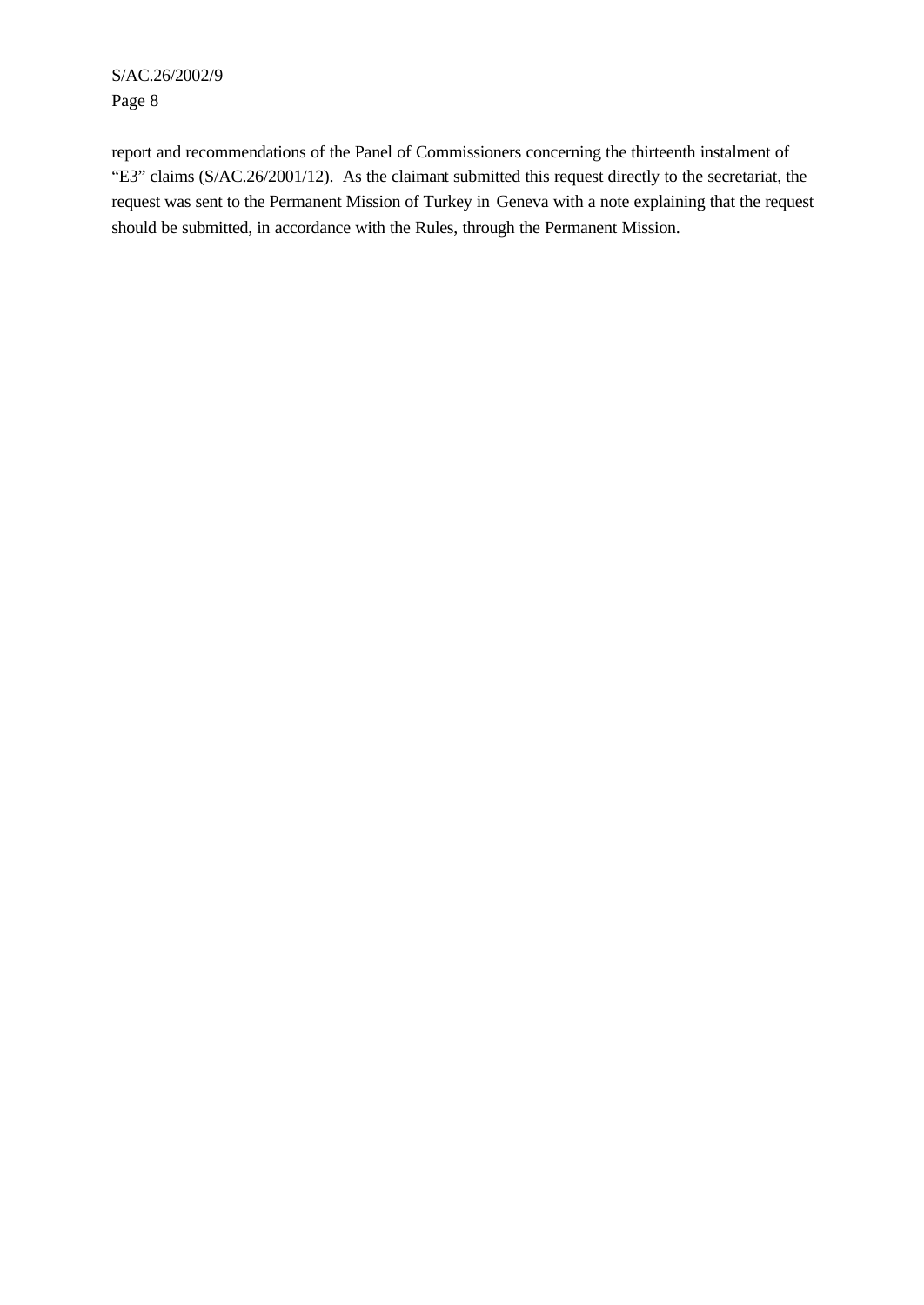report and recommendations of the Panel of Commissioners concerning the thirteenth instalment of "E3" claims (S/AC.26/2001/12). As the claimant submitted this request directly to the secretariat, the request was sent to the Permanent Mission of Turkey in Geneva with a note explaining that the request should be submitted, in accordance with the Rules, through the Permanent Mission.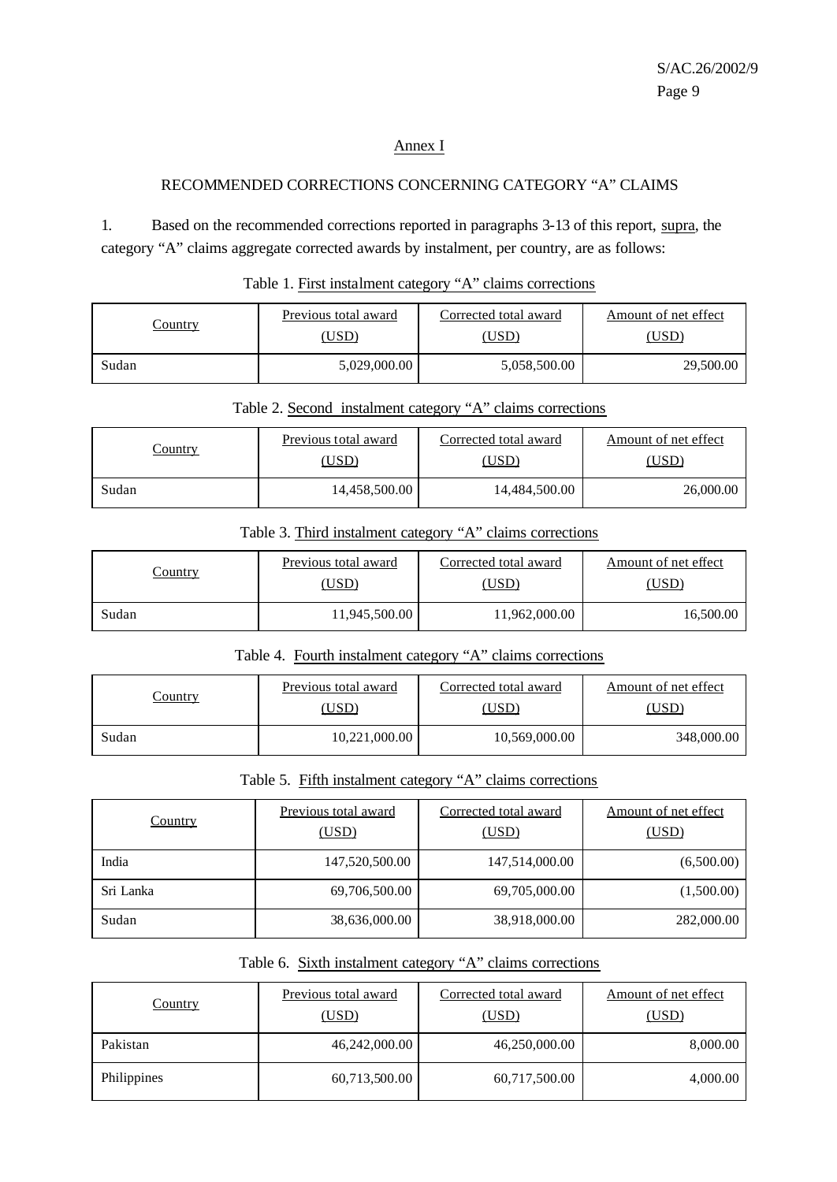## Annex I

### RECOMMENDED CORRECTIONS CONCERNING CATEGORY "A" CLAIMS

1. Based on the recommended corrections reported in paragraphs 3-13 of this report, supra, the category "A" claims aggregate corrected awards by instalment, per country, are as follows:

Table 1. First instalment category "A" claims corrections

| Country | Previous total award (USD) | Corrected total award (USD) | Amount of net effect (USD) |
|---|---|---|---|
| Sudan | 5,029,000.00 | 5,058,500.00 | 29,500.00 |

Table 2. Second instalment category "A" claims corrections

| Country | Previous total award (USD) | Corrected total award (USD) | Amount of net effect (USD) |
|---|---|---|---|
| Sudan | 14,458,500.00 | 14,484,500.00 | 26,000.00 |

Table 3. Third instalment category "A" claims corrections

| Country | Previous total award (USD) | Corrected total award (USD) | Amount of net effect (USD) |
|---|---|---|---|
| Sudan | 11,945,500.00 | 11,962,000.00 | 16,500.00 |

Table 4. Fourth instalment category "A" claims corrections

| Country | Previous total award (USD) | Corrected total award (USD) | Amount of net effect (USD) |
|---|---|---|---|
| Sudan | 10,221,000.00 | 10,569,000.00 | 348,000.00 |

Table 5. Fifth instalment category "A" claims corrections

| Country | Previous total award (USD) | Corrected total award (USD) | Amount of net effect (USD) |
|---|---|---|---|
| India | 147,520,500.00 | 147,514,000.00 | (6,500.00) |
| Sri Lanka | 69,706,500.00 | 69,705,000.00 | (1,500.00) |
| Sudan | 38,636,000.00 | 38,918,000.00 | 282,000.00 |

Table 6. Sixth instalment category "A" claims corrections

| Country | Previous total award (USD) | Corrected total award (USD) | Amount of net effect (USD) |
|---|---|---|---|
| Pakistan | 46,242,000.00 | 46,250,000.00 | 8,000.00 |
| Philippines | 60,713,500.00 | 60,717,500.00 | 4,000.00 |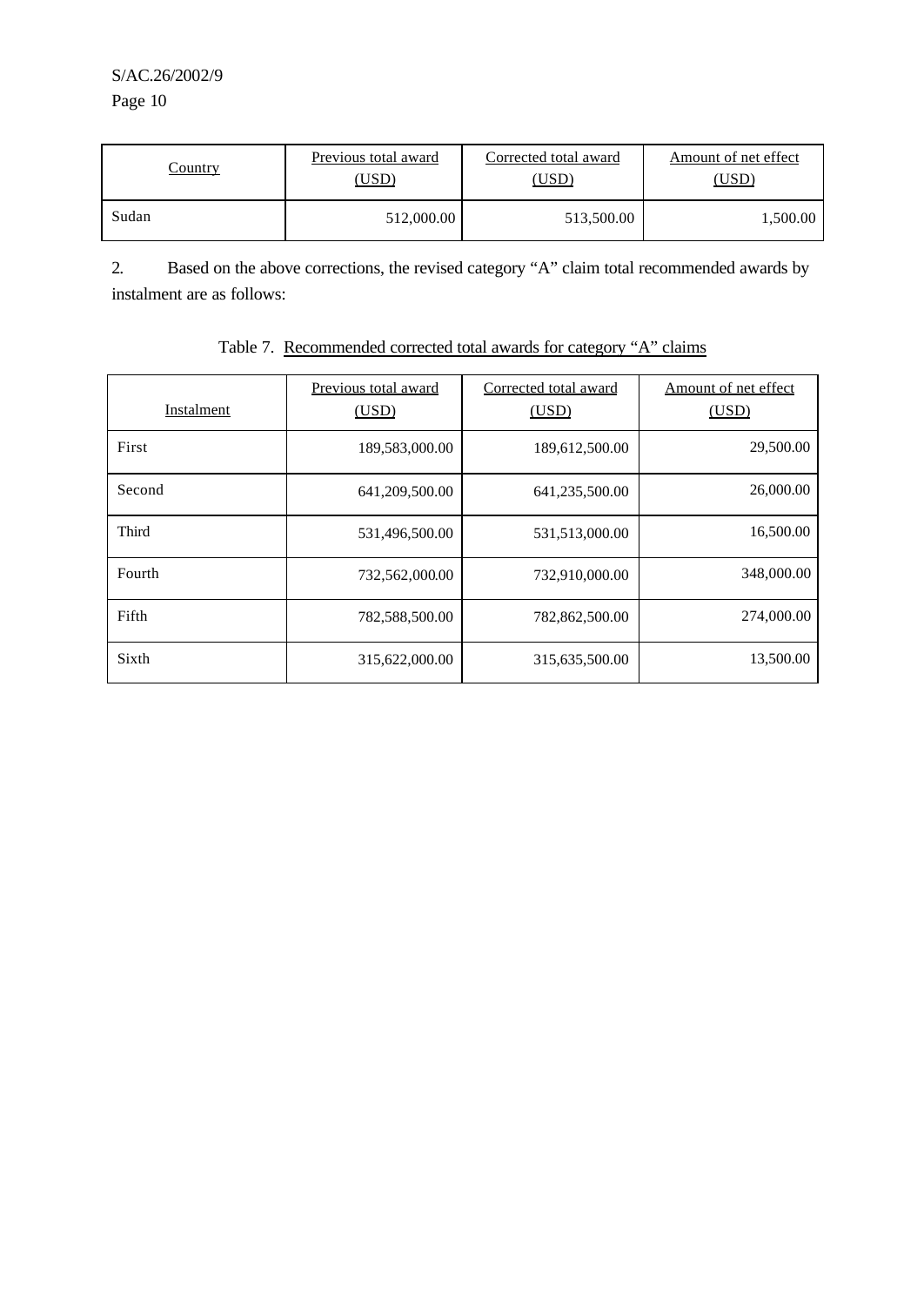| Country | Previous total award (USD) | Corrected total award (USD) | Amount of net effect (USD) |
|---|---|---|---|
| Sudan | 512,000.00 | 513,500.00 | 1,500.00 |

2. Based on the above corrections, the revised category “A” claim total recommended awards by instalment are as follows:

Table 7. Recommended corrected total awards for category “A” claims

| Instalment | Previous total award (USD) | Corrected total award (USD) | Amount of net effect (USD) |
|---|---|---|---|
| First | 189,583,000.00 | 189,612,500.00 | 29,500.00 |
| Second | 641,209,500.00 | 641,235,500.00 | 26,000.00 |
| Third | 531,496,500.00 | 531,513,000.00 | 16,500.00 |
| Fourth | 732,562,000.00 | 732,910,000.00 | 348,000.00 |
| Fifth | 782,588,500.00 | 782,862,500.00 | 274,000.00 |
| Sixth | 315,622,000.00 | 315,635,500.00 | 13,500.00 |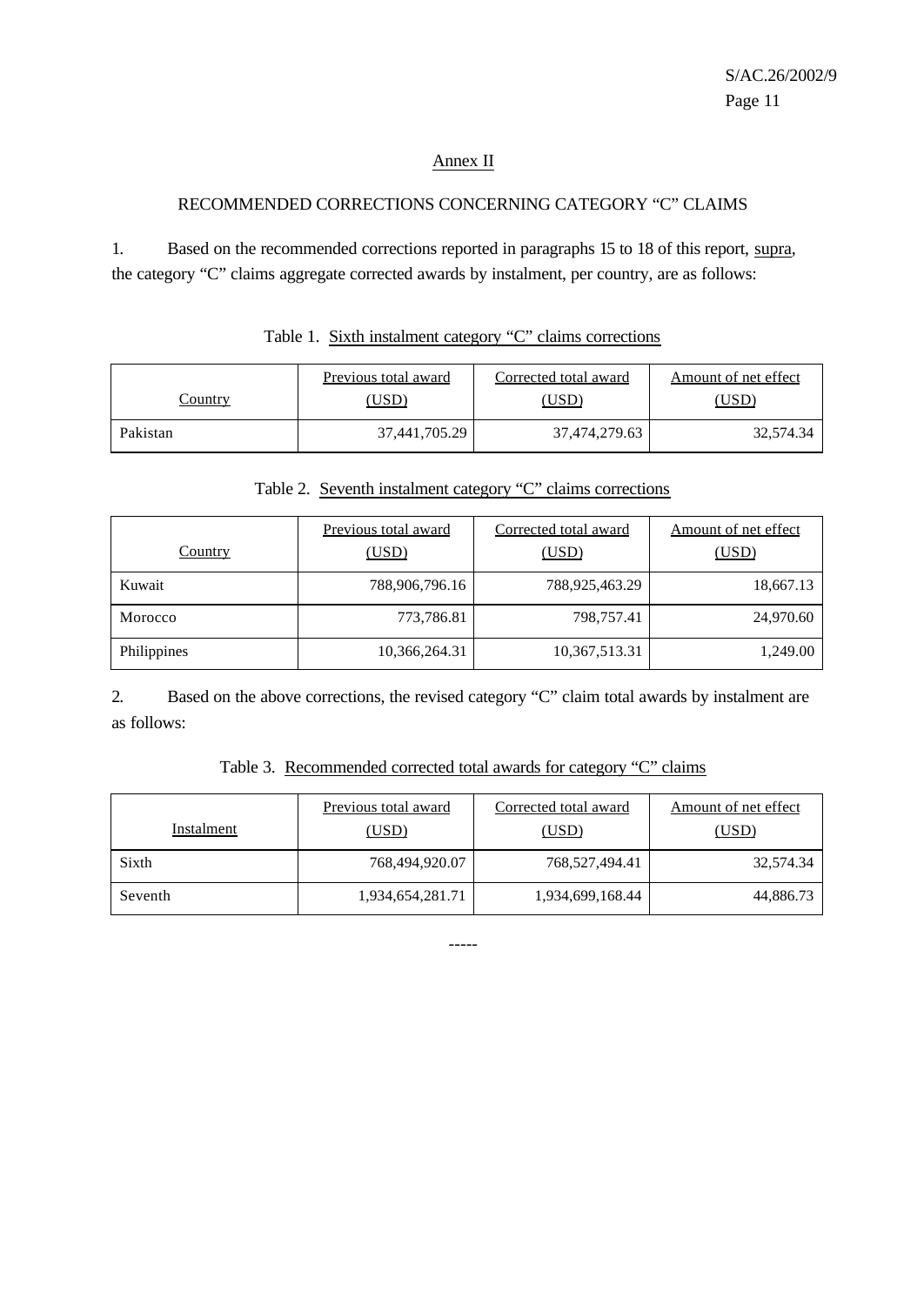## Annex II

### RECOMMENDED CORRECTIONS CONCERNING CATEGORY "C" CLAIMS

1. Based on the recommended corrections reported in paragraphs 15 to 18 of this report, supra, the category "C" claims aggregate corrected awards by instalment, per country, are as follows:

Table 1. Sixth instalment category "C" claims corrections

| Country | Previous total award (USD) | Corrected total award (USD) | Amount of net effect (USD) |
|---|---|---|---|
| Pakistan | 37,441,705.29 | 37,474,279.63 | 32,574.34 |

Table 2. Seventh instalment category "C" claims corrections

| Country | Previous total award (USD) | Corrected total award (USD) | Amount of net effect (USD) |
|---|---|---|---|
| Kuwait | 788,906,796.16 | 788,925,463.29 | 18,667.13 |
| Morocco | 773,786.81 | 798,757.41 | 24,970.60 |
| Philippines | 10,366,264.31 | 10,367,513.31 | 1,249.00 |

2. Based on the above corrections, the revised category "C" claim total awards by instalment are as follows:

Table 3. Recommended corrected total awards for category "C" claims

| Instalment | Previous total award (USD) | Corrected total award (USD) | Amount of net effect (USD) |
|---|---|---|---|
| Sixth | 768,494,920.07 | 768,527,494.41 | 32,574.34 |
| Seventh | 1,934,654,281.71 | 1,934,699,168.44 | 44,886.73 |

-----